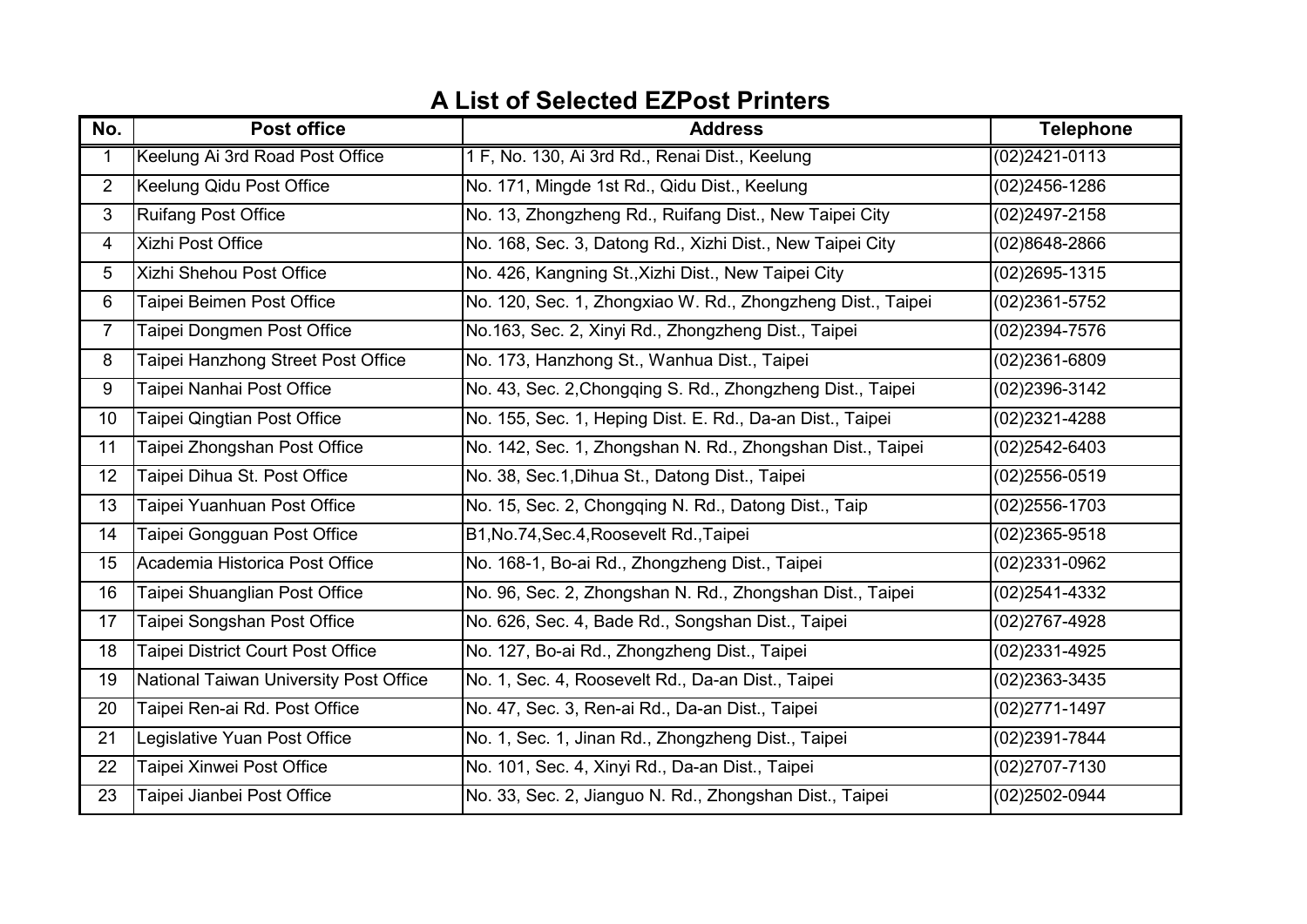# A List of Selected EZPost Printers

| No. | Post office | Address | Telephone |
|---|---|---|---|
| 1 | Keelung Ai 3rd Road Post Office | 1 F, No. 130, Ai 3rd Rd., Renai Dist., Keelung | (02)2421-0113 |
| 2 | Keelung Qidu Post Office | No. 171, Mingde 1st Rd., Qidu Dist., Keelung | (02)2456-1286 |
| 3 | Ruifang Post Office | No. 13, Zhongzheng Rd., Ruifang Dist., New Taipei City | (02)2497-2158 |
| 4 | Xizhi Post Office | No. 168, Sec. 3, Datong Rd., Xizhi Dist., New Taipei City | (02)8648-2866 |
| 5 | Xizhi Shehou Post Office | No. 426, Kangning St.,Xizhi Dist., New Taipei City | (02)2695-1315 |
| 6 | Taipei Beimen Post Office | No. 120, Sec. 1, Zhongxiao W. Rd., Zhongzheng Dist., Taipei | (02)2361-5752 |
| 7 | Taipei Dongmen Post Office | No.163, Sec. 2, Xinyi Rd., Zhongzheng Dist., Taipei | (02)2394-7576 |
| 8 | Taipei Hanzhong Street Post Office | No. 173, Hanzhong St., Wanhua Dist., Taipei | (02)2361-6809 |
| 9 | Taipei Nanhai Post Office | No. 43, Sec. 2,Chongqing S. Rd., Zhongzheng Dist., Taipei | (02)2396-3142 |
| 10 | Taipei Qingtian Post Office | No. 155, Sec. 1, Heping Dist. E. Rd., Da-an Dist., Taipei | (02)2321-4288 |
| 11 | Taipei Zhongshan Post Office | No. 142, Sec. 1, Zhongshan N. Rd., Zhongshan Dist., Taipei | (02)2542-6403 |
| 12 | Taipei Dihua St. Post Office | No. 38, Sec.1,Dihua St., Datong Dist., Taipei | (02)2556-0519 |
| 13 | Taipei Yuanhuan Post Office | No. 15, Sec. 2, Chongqing N. Rd., Datong Dist., Taip | (02)2556-1703 |
| 14 | Taipei Gongguan Post Office | B1,No.74,Sec.4,Roosevelt Rd.,Taipei | (02)2365-9518 |
| 15 | Academia Historica Post Office | No. 168-1, Bo-ai Rd., Zhongzheng Dist., Taipei | (02)2331-0962 |
| 16 | Taipei Shuanglian Post Office | No. 96, Sec. 2, Zhongshan N. Rd., Zhongshan Dist., Taipei | (02)2541-4332 |
| 17 | Taipei Songshan Post Office | No. 626, Sec. 4, Bade Rd., Songshan Dist., Taipei | (02)2767-4928 |
| 18 | Taipei District Court Post Office | No. 127, Bo-ai Rd., Zhongzheng Dist., Taipei | (02)2331-4925 |
| 19 | National Taiwan University Post Office | No. 1, Sec. 4, Roosevelt Rd., Da-an Dist., Taipei | (02)2363-3435 |
| 20 | Taipei Ren-ai Rd. Post Office | No. 47, Sec. 3, Ren-ai Rd., Da-an Dist., Taipei | (02)2771-1497 |
| 21 | Legislative Yuan Post Office | No. 1, Sec. 1, Jinan Rd., Zhongzheng Dist., Taipei | (02)2391-7844 |
| 22 | Taipei Xinwei Post Office | No. 101, Sec. 4, Xinyi Rd., Da-an Dist., Taipei | (02)2707-7130 |
| 23 | Taipei Jianbei Post Office | No. 33, Sec. 2, Jianguo N. Rd., Zhongshan Dist., Taipei | (02)2502-0944 |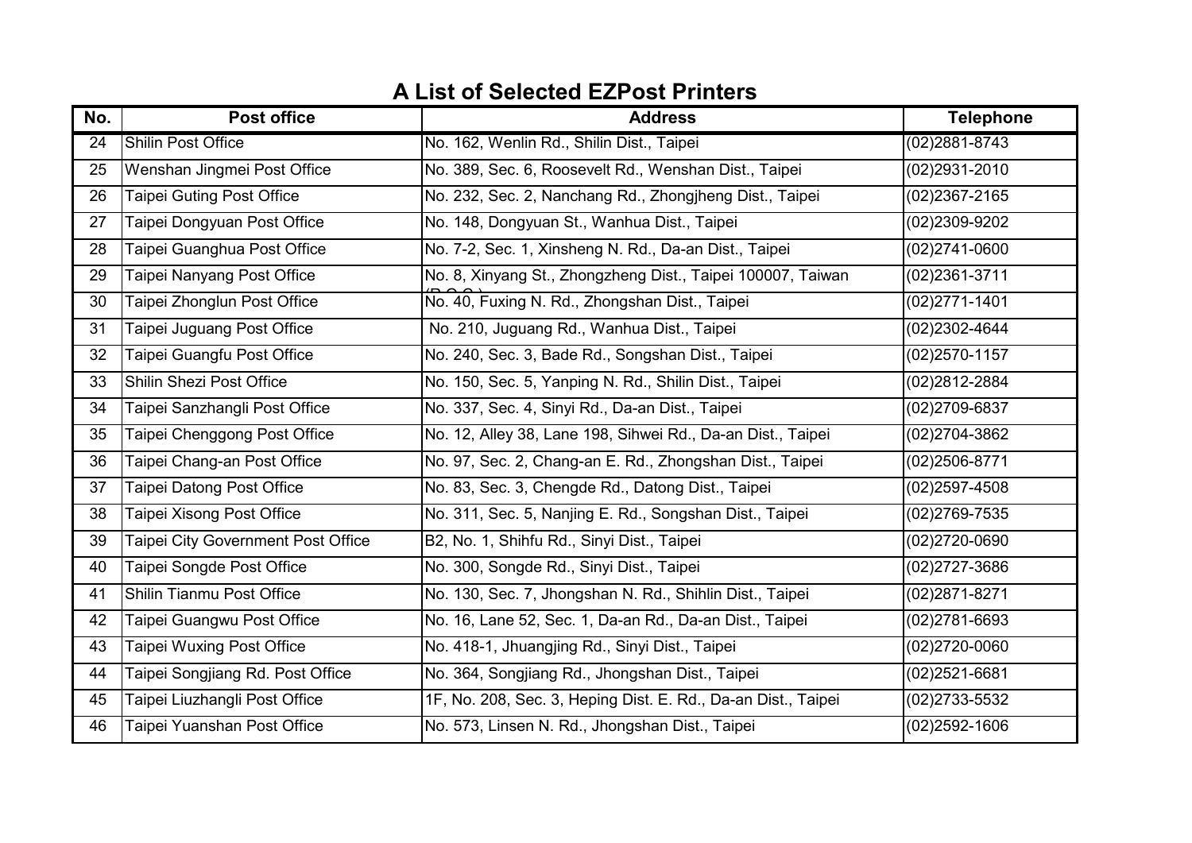# A List of Selected EZPost Printers

| No. | Post office | Address | Telephone |
|---|---|---|---|
| 24 | Shilin Post Office | No. 162, Wenlin Rd., Shilin Dist., Taipei | (02)2881-8743 |
| 25 | Wenshan Jingmei Post Office | No. 389, Sec. 6, Roosevelt Rd., Wenshan Dist., Taipei | (02)2931-2010 |
| 26 | Taipei Guting Post Office | No. 232, Sec. 2, Nanchang Rd., Zhongjheng Dist., Taipei | (02)2367-2165 |
| 27 | Taipei Dongyuan Post Office | No. 148, Dongyuan St., Wanhua Dist., Taipei | (02)2309-9202 |
| 28 | Taipei Guanghua Post Office | No. 7-2, Sec. 1, Xinsheng N. Rd., Da-an Dist., Taipei | (02)2741-0600 |
| 29 | Taipei Nanyang Post Office | No. 8, Xinyang St., Zhongzheng Dist., Taipei 100007, Taiwan (R.O.C.) | (02)2361-3711 |
| 30 | Taipei Zhonglun Post Office | No. 40, Fuxing N. Rd., Zhongshan Dist., Taipei | (02)2771-1401 |
| 31 | Taipei Juguang Post Office | No. 210, Juguang Rd., Wanhua Dist., Taipei | (02)2302-4644 |
| 32 | Taipei Guangfu Post Office | No. 240, Sec. 3, Bade Rd., Songshan Dist., Taipei | (02)2570-1157 |
| 33 | Shilin Shezi Post Office | No. 150, Sec. 5, Yanping N. Rd., Shilin Dist., Taipei | (02)2812-2884 |
| 34 | Taipei Sanzhangli Post Office | No. 337, Sec. 4, Sinyi Rd., Da-an Dist., Taipei | (02)2709-6837 |
| 35 | Taipei Chenggong Post Office | No. 12, Alley 38, Lane 198, Sihwei Rd., Da-an Dist., Taipei | (02)2704-3862 |
| 36 | Taipei Chang-an Post Office | No. 97, Sec. 2, Chang-an E. Rd., Zhongshan Dist., Taipei | (02)2506-8771 |
| 37 | Taipei Datong Post Office | No. 83, Sec. 3, Chengde Rd., Datong Dist., Taipei | (02)2597-4508 |
| 38 | Taipei Xisong Post Office | No. 311, Sec. 5, Nanjing E. Rd., Songshan Dist., Taipei | (02)2769-7535 |
| 39 | Taipei City Government Post Office | B2, No. 1, Shihfu Rd., Sinyi Dist., Taipei | (02)2720-0690 |
| 40 | Taipei Songde Post Office | No. 300, Songde Rd., Sinyi Dist., Taipei | (02)2727-3686 |
| 41 | Shilin Tianmu Post Office | No. 130, Sec. 7, Jhongshan N. Rd., Shihlin Dist., Taipei | (02)2871-8271 |
| 42 | Taipei Guangwu Post Office | No. 16, Lane 52, Sec. 1, Da-an Rd., Da-an Dist., Taipei | (02)2781-6693 |
| 43 | Taipei Wuxing Post Office | No. 418-1, Jhuangjing Rd., Sinyi Dist., Taipei | (02)2720-0060 |
| 44 | Taipei Songjiang Rd. Post Office | No. 364, Songjiang Rd., Jhongshan Dist., Taipei | (02)2521-6681 |
| 45 | Taipei Liuzhangli Post Office | 1F, No. 208, Sec. 3, Heping Dist. E. Rd., Da-an Dist., Taipei | (02)2733-5532 |
| 46 | Taipei Yuanshan Post Office | No. 573, Linsen N. Rd., Jhongshan Dist., Taipei | (02)2592-1606 |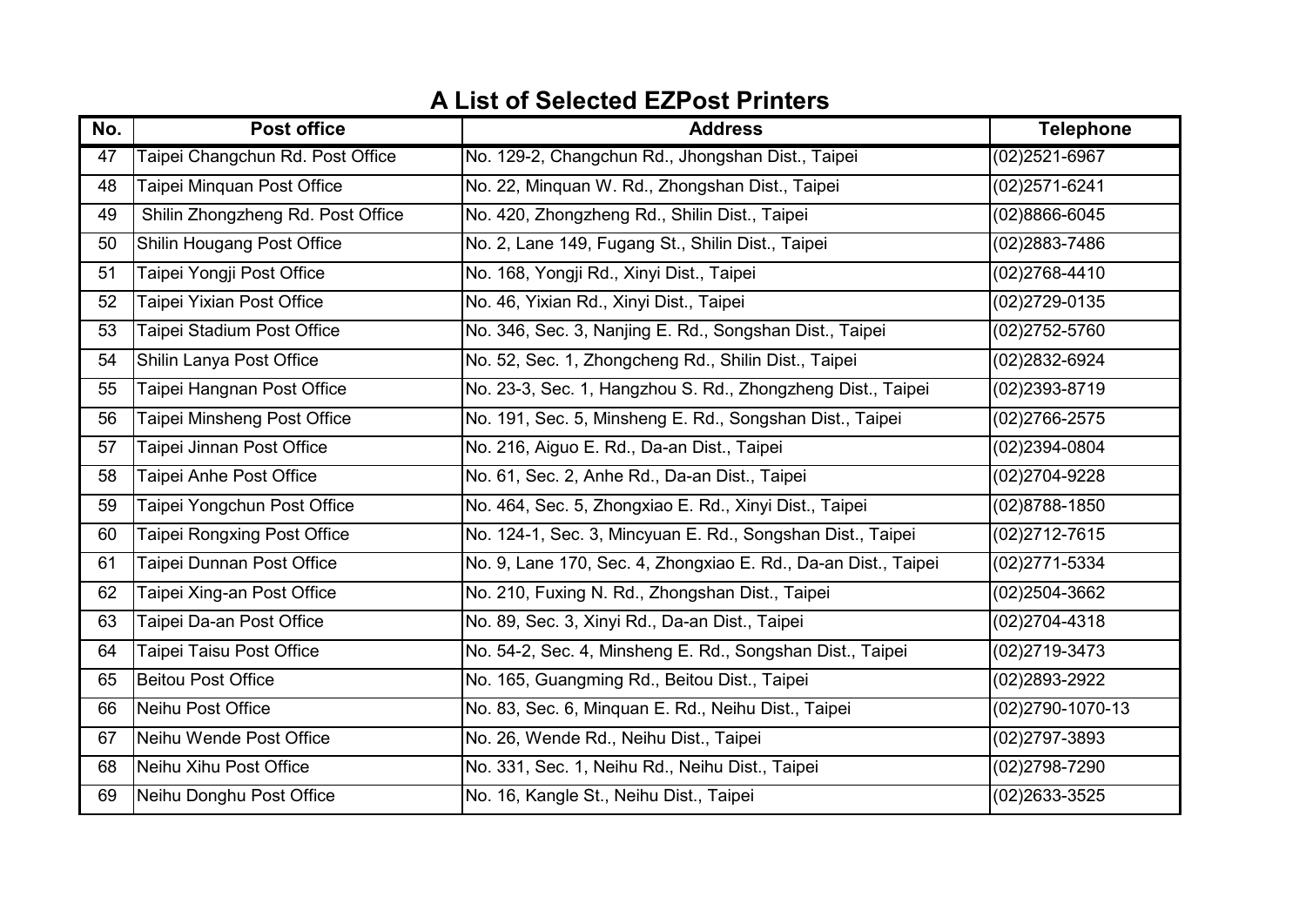# A List of Selected EZPost Printers

| No. | Post office | Address | Telephone |
|---|---|---|---|
| 47 | Taipei Changchun Rd. Post Office | No. 129-2, Changchun Rd., Jhongshan Dist., Taipei | (02)2521-6967 |
| 48 | Taipei Minquan Post Office | No. 22, Minquan W. Rd., Zhongshan Dist., Taipei | (02)2571-6241 |
| 49 | Shilin Zhongzheng Rd. Post Office | No. 420, Zhongzheng Rd., Shilin Dist., Taipei | (02)8866-6045 |
| 50 | Shilin Hougang Post Office | No. 2, Lane 149, Fugang St., Shilin Dist., Taipei | (02)2883-7486 |
| 51 | Taipei Yongji Post Office | No. 168, Yongji Rd., Xinyi Dist., Taipei | (02)2768-4410 |
| 52 | Taipei Yixian Post Office | No. 46, Yixian Rd., Xinyi Dist., Taipei | (02)2729-0135 |
| 53 | Taipei Stadium Post Office | No. 346, Sec. 3, Nanjing E. Rd., Songshan Dist., Taipei | (02)2752-5760 |
| 54 | Shilin Lanya Post Office | No. 52, Sec. 1, Zhongcheng Rd., Shilin Dist., Taipei | (02)2832-6924 |
| 55 | Taipei Hangnan Post Office | No. 23-3, Sec. 1, Hangzhou S. Rd., Zhongzheng Dist., Taipei | (02)2393-8719 |
| 56 | Taipei Minsheng Post Office | No. 191, Sec. 5, Minsheng E. Rd., Songshan Dist., Taipei | (02)2766-2575 |
| 57 | Taipei Jinnan Post Office | No. 216, Aiguo E. Rd., Da-an Dist., Taipei | (02)2394-0804 |
| 58 | Taipei Anhe Post Office | No. 61, Sec. 2, Anhe Rd., Da-an Dist., Taipei | (02)2704-9228 |
| 59 | Taipei Yongchun Post Office | No. 464, Sec. 5, Zhongxiao E. Rd., Xinyi Dist., Taipei | (02)8788-1850 |
| 60 | Taipei Rongxing Post Office | No. 124-1, Sec. 3, Mincyuan E. Rd., Songshan Dist., Taipei | (02)2712-7615 |
| 61 | Taipei Dunnan Post Office | No. 9, Lane 170, Sec. 4, Zhongxiao E. Rd., Da-an Dist., Taipei | (02)2771-5334 |
| 62 | Taipei Xing-an Post Office | No. 210, Fuxing N. Rd., Zhongshan Dist., Taipei | (02)2504-3662 |
| 63 | Taipei Da-an Post Office | No. 89, Sec. 3, Xinyi Rd., Da-an Dist., Taipei | (02)2704-4318 |
| 64 | Taipei Taisu Post Office | No. 54-2, Sec. 4, Minsheng E. Rd., Songshan Dist., Taipei | (02)2719-3473 |
| 65 | Beitou Post Office | No. 165, Guangming Rd., Beitou Dist., Taipei | (02)2893-2922 |
| 66 | Neihu Post Office | No. 83, Sec. 6, Minquan E. Rd., Neihu Dist., Taipei | (02)2790-1070-13 |
| 67 | Neihu Wende Post Office | No. 26, Wende Rd., Neihu Dist., Taipei | (02)2797-3893 |
| 68 | Neihu Xihu Post Office | No. 331, Sec. 1, Neihu Rd., Neihu Dist., Taipei | (02)2798-7290 |
| 69 | Neihu Donghu Post Office | No. 16, Kangle St., Neihu Dist., Taipei | (02)2633-3525 |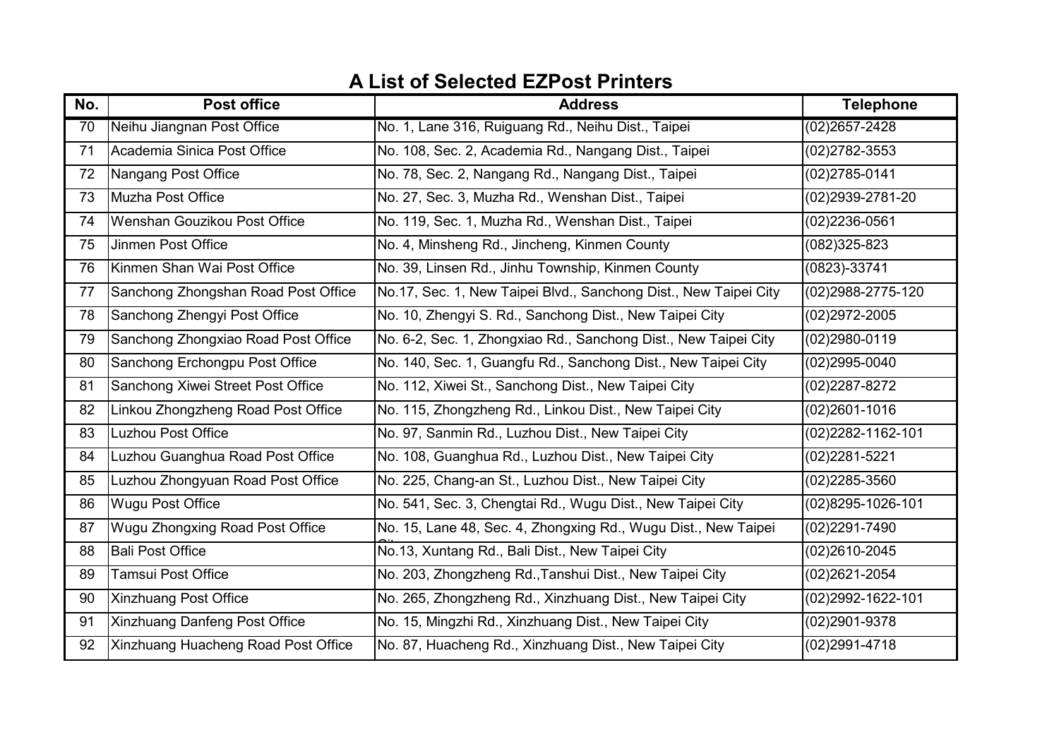# A List of Selected EZPost Printers

| No. | Post office | Address | Telephone |
|---|---|---|---|
| 70 | Neihu Jiangnan Post Office | No. 1, Lane 316, Ruiguang Rd., Neihu Dist., Taipei | (02)2657-2428 |
| 71 | Academia Sinica Post Office | No. 108, Sec. 2, Academia Rd., Nangang Dist., Taipei | (02)2782-3553 |
| 72 | Nangang Post Office | No. 78, Sec. 2, Nangang Rd., Nangang Dist., Taipei | (02)2785-0141 |
| 73 | Muzha Post Office | No. 27, Sec. 3, Muzha Rd., Wenshan Dist., Taipei | (02)2939-2781-20 |
| 74 | Wenshan Gouzikou Post Office | No. 119, Sec. 1, Muzha Rd., Wenshan Dist., Taipei | (02)2236-0561 |
| 75 | Jinmen Post Office | No. 4, Minsheng Rd., Jincheng, Kinmen County | (082)325-823 |
| 76 | Kinmen Shan Wai Post Office | No. 39, Linsen Rd., Jinhu Township, Kinmen County | (0823)-33741 |
| 77 | Sanchong Zhongshan Road Post Office | No.17, Sec. 1, New Taipei Blvd., Sanchong Dist., New Taipei City | (02)2988-2775-120 |
| 78 | Sanchong Zhengyi Post Office | No. 10, Zhengyi S. Rd., Sanchong Dist., New Taipei City | (02)2972-2005 |
| 79 | Sanchong Zhongxiao Road Post Office | No. 6-2, Sec. 1, Zhongxiao Rd., Sanchong Dist., New Taipei City | (02)2980-0119 |
| 80 | Sanchong Erchongpu Post Office | No. 140, Sec. 1, Guangfu Rd., Sanchong Dist., New Taipei City | (02)2995-0040 |
| 81 | Sanchong Xiwei Street Post Office | No. 112, Xiwei St., Sanchong Dist., New Taipei City | (02)2287-8272 |
| 82 | Linkou Zhongzheng Road Post Office | No. 115, Zhongzheng Rd., Linkou Dist., New Taipei City | (02)2601-1016 |
| 83 | Luzhou Post Office | No. 97, Sanmin Rd., Luzhou Dist., New Taipei City | (02)2282-1162-101 |
| 84 | Luzhou Guanghua Road Post Office | No. 108, Guanghua Rd., Luzhou Dist., New Taipei City | (02)2281-5221 |
| 85 | Luzhou Zhongyuan Road Post Office | No. 225, Chang-an St., Luzhou Dist., New Taipei City | (02)2285-3560 |
| 86 | Wugu Post Office | No. 541, Sec. 3, Chengtai Rd., Wugu Dist., New Taipei City | (02)8295-1026-101 |
| 87 | Wugu Zhongxing Road Post Office | No. 15, Lane 48, Sec. 4, Zhongxing Rd., Wugu Dist., New Taipei City | (02)2291-7490 |
| 88 | Bali Post Office | No.13, Xuntang Rd., Bali Dist., New Taipei City | (02)2610-2045 |
| 89 | Tamsui Post Office | No. 203, Zhongzheng Rd.,Tanshui Dist., New Taipei City | (02)2621-2054 |
| 90 | Xinzhuang Post Office | No. 265, Zhongzheng Rd., Xinzhuang Dist., New Taipei City | (02)2992-1622-101 |
| 91 | Xinzhuang Danfeng Post Office | No. 15, Mingzhi Rd., Xinzhuang Dist., New Taipei City | (02)2901-9378 |
| 92 | Xinzhuang Huacheng Road Post Office | No. 87, Huacheng Rd., Xinzhuang Dist., New Taipei City | (02)2991-4718 |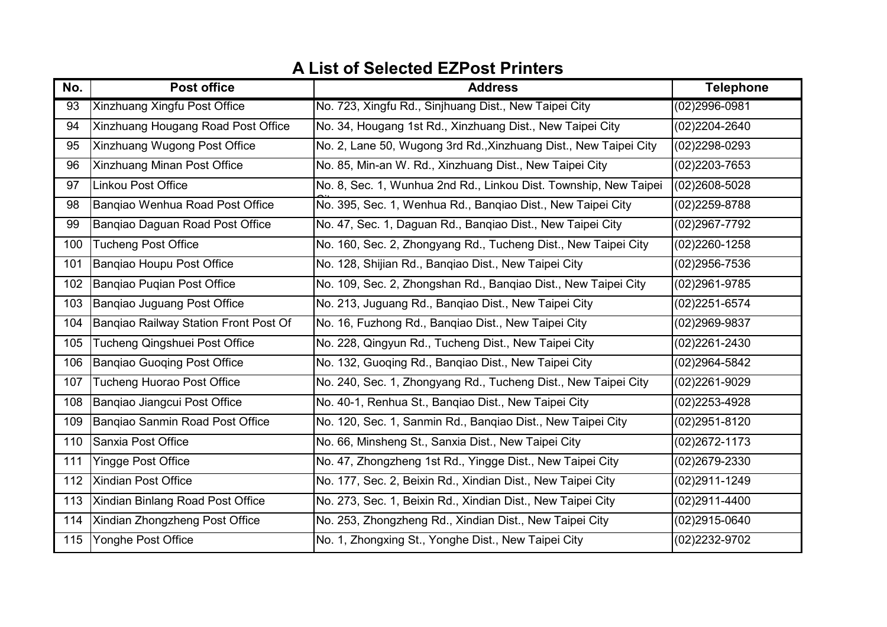# A List of Selected EZPost Printers

| No. | Post office | Address | Telephone |
|---|---|---|---|
| 93 | Xinzhuang Xingfu Post Office | No. 723, Xingfu Rd., Sinjhuang Dist., New Taipei City | (02)2996-0981 |
| 94 | Xinzhuang Hougang Road Post Office | No. 34, Hougang 1st Rd., Xinzhuang Dist., New Taipei City | (02)2204-2640 |
| 95 | Xinzhuang Wugong Post Office | No. 2, Lane 50, Wugong 3rd Rd.,Xinzhuang Dist., New Taipei City | (02)2298-0293 |
| 96 | Xinzhuang Minan Post Office | No. 85, Min-an W. Rd., Xinzhuang Dist., New Taipei City | (02)2203-7653 |
| 97 | Linkou Post Office | No. 8, Sec. 1, Wunhua 2nd Rd., Linkou Dist. Township, New Taipei City | (02)2608-5028 |
| 98 | Banqiao Wenhua Road Post Office | No. 395, Sec. 1, Wenhua Rd., Banqiao Dist., New Taipei City | (02)2259-8788 |
| 99 | Banqiao Daguan Road Post Office | No. 47, Sec. 1, Daguan Rd., Banqiao Dist., New Taipei City | (02)2967-7792 |
| 100 | Tucheng Post Office | No. 160, Sec. 2, Zhongyang Rd., Tucheng Dist., New Taipei City | (02)2260-1258 |
| 101 | Banqiao Houpu Post Office | No. 128, Shijian Rd., Banqiao Dist., New Taipei City | (02)2956-7536 |
| 102 | Banqiao Puqian Post Office | No. 109, Sec. 2, Zhongshan Rd., Banqiao Dist., New Taipei City | (02)2961-9785 |
| 103 | Banqiao Juguang Post Office | No. 213, Juguang Rd., Banqiao Dist., New Taipei City | (02)2251-6574 |
| 104 | Banqiao Railway Station Front Post Of | No. 16, Fuzhong Rd., Banqiao Dist., New Taipei City | (02)2969-9837 |
| 105 | Tucheng Qingshuei Post Office | No. 228, Qingyun Rd., Tucheng Dist., New Taipei City | (02)2261-2430 |
| 106 | Banqiao Guoqing Post Office | No. 132, Guoqing Rd., Banqiao Dist., New Taipei City | (02)2964-5842 |
| 107 | Tucheng Huorao Post Office | No. 240, Sec. 1, Zhongyang Rd., Tucheng Dist., New Taipei City | (02)2261-9029 |
| 108 | Banqiao Jiangcui Post Office | No. 40-1, Renhua St., Banqiao Dist., New Taipei City | (02)2253-4928 |
| 109 | Banqiao Sanmin Road Post Office | No. 120, Sec. 1, Sanmin Rd., Banqiao Dist., New Taipei City | (02)2951-8120 |
| 110 | Sanxia Post Office | No. 66, Minsheng St., Sanxia Dist., New Taipei City | (02)2672-1173 |
| 111 | Yingge Post Office | No. 47, Zhongzheng 1st Rd., Yingge Dist., New Taipei City | (02)2679-2330 |
| 112 | Xindian Post Office | No. 177, Sec. 2, Beixin Rd., Xindian Dist., New Taipei City | (02)2911-1249 |
| 113 | Xindian Binlang Road Post Office | No. 273, Sec. 1, Beixin Rd., Xindian Dist., New Taipei City | (02)2911-4400 |
| 114 | Xindian Zhongzheng Post Office | No. 253, Zhongzheng Rd., Xindian Dist., New Taipei City | (02)2915-0640 |
| 115 | Yonghe Post Office | No. 1, Zhongxing St., Yonghe Dist., New Taipei City | (02)2232-9702 |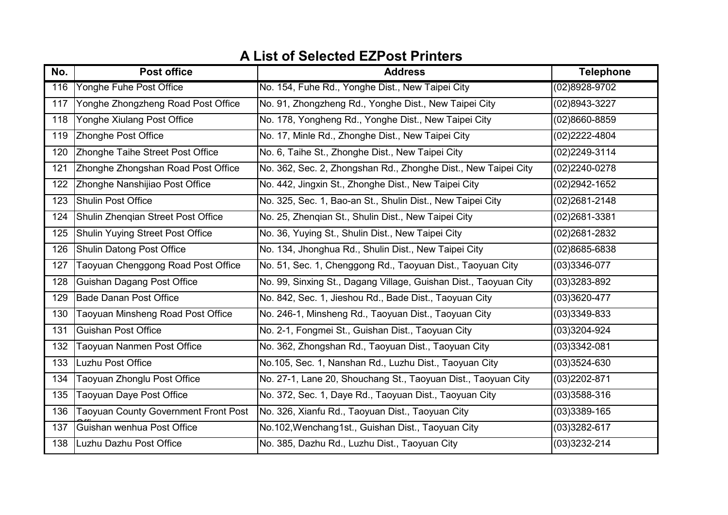# A List of Selected EZPost Printers

| No. | Post office | Address | Telephone |
|---|---|---|---|
| 116 | Yonghe Fuhe Post Office | No. 154, Fuhe Rd., Yonghe Dist., New Taipei City | (02)8928-9702 |
| 117 | Yonghe Zhongzheng Road Post Office | No. 91, Zhongzheng Rd., Yonghe Dist., New Taipei City | (02)8943-3227 |
| 118 | Yonghe Xiulang Post Office | No. 178, Yongheng Rd., Yonghe Dist., New Taipei City | (02)8660-8859 |
| 119 | Zhonghe Post Office | No. 17, Minle Rd., Zhonghe Dist., New Taipei City | (02)2222-4804 |
| 120 | Zhonghe Taihe Street Post Office | No. 6, Taihe St., Zhonghe Dist., New Taipei City | (02)2249-3114 |
| 121 | Zhonghe Zhongshan Road Post Office | No. 362, Sec. 2, Zhongshan Rd., Zhonghe Dist., New Taipei City | (02)2240-0278 |
| 122 | Zhonghe Nanshijiao Post Office | No. 442, Jingxin St., Zhonghe Dist., New Taipei City | (02)2942-1652 |
| 123 | Shulin Post Office | No. 325, Sec. 1, Bao-an St., Shulin Dist., New Taipei City | (02)2681-2148 |
| 124 | Shulin Zhenqian Street Post Office | No. 25, Zhenqian St., Shulin Dist., New Taipei City | (02)2681-3381 |
| 125 | Shulin Yuying Street Post Office | No. 36, Yuying St., Shulin Dist., New Taipei City | (02)2681-2832 |
| 126 | Shulin Datong Post Office | No. 134, Jhonghua Rd., Shulin Dist., New Taipei City | (02)8685-6838 |
| 127 | Taoyuan Chenggong Road Post Office | No. 51, Sec. 1, Chenggong Rd., Taoyuan Dist., Taoyuan City | (03)3346-077 |
| 128 | Guishan Dagang Post Office | No. 99, Sinxing St., Dagang Village, Guishan Dist., Taoyuan City | (03)3283-892 |
| 129 | Bade Danan Post Office | No. 842, Sec. 1, Jieshou Rd., Bade Dist., Taoyuan City | (03)3620-477 |
| 130 | Taoyuan Minsheng Road Post Office | No. 246-1, Minsheng Rd., Taoyuan Dist., Taoyuan City | (03)3349-833 |
| 131 | Guishan Post Office | No. 2-1, Fongmei St., Guishan Dist., Taoyuan City | (03)3204-924 |
| 132 | Taoyuan Nanmen Post Office | No. 362, Zhongshan Rd., Taoyuan Dist., Taoyuan City | (03)3342-081 |
| 133 | Luzhu Post Office | No.105, Sec. 1, Nanshan Rd., Luzhu Dist., Taoyuan City | (03)3524-630 |
| 134 | Taoyuan Zhonglu Post Office | No. 27-1, Lane 20, Shouchang St., Taoyuan Dist., Taoyuan City | (03)2202-871 |
| 135 | Taoyuan Daye Post Office | No. 372, Sec. 1, Daye Rd., Taoyuan Dist., Taoyuan City | (03)3588-316 |
| 136 | Taoyuan County Government Front Post Office | No. 326, Xianfu Rd., Taoyuan Dist., Taoyuan City | (03)3389-165 |
| 137 | Guishan wenhua Post Office | No.102,Wenchang1st., Guishan Dist., Taoyuan City | (03)3282-617 |
| 138 | Luzhu Dazhu Post Office | No. 385, Dazhu Rd., Luzhu Dist., Taoyuan City | (03)3232-214 |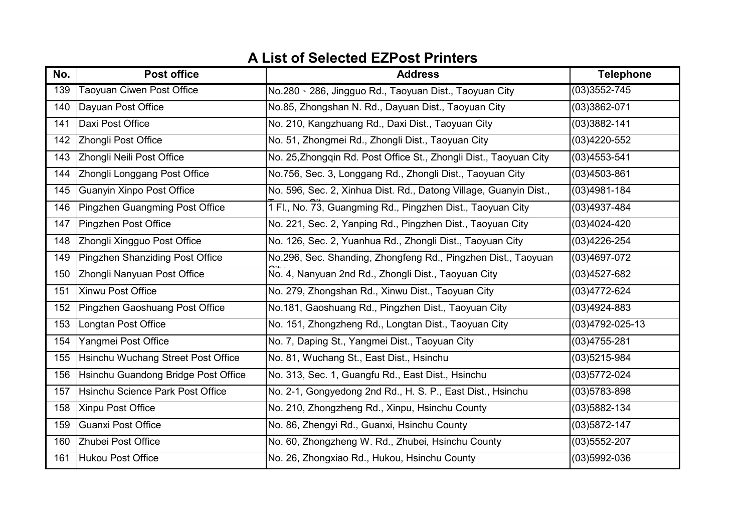# A List of Selected EZPost Printers

| No. | Post office | Address | Telephone |
|---|---|---|---|
| 139 | Taoyuan Ciwen Post Office | No.280、286, Jingguo Rd., Taoyuan Dist., Taoyuan City | (03)3552-745 |
| 140 | Dayuan Post Office | No.85, Zhongshan N. Rd., Dayuan Dist., Taoyuan City | (03)3862-071 |
| 141 | Daxi Post Office | No. 210, Kangzhuang Rd., Daxi Dist., Taoyuan City | (03)3882-141 |
| 142 | Zhongli Post Office | No. 51, Zhongmei Rd., Zhongli Dist., Taoyuan City | (03)4220-552 |
| 143 | Zhongli Neili Post Office | No. 25,Zhongqin Rd. Post Office St., Zhongli Dist., Taoyuan City | (03)4553-541 |
| 144 | Zhongli Longgang Post Office | No.756, Sec. 3, Longgang Rd., Zhongli Dist., Taoyuan City | (03)4503-861 |
| 145 | Guanyin Xinpo Post Office | No. 596, Sec. 2, Xinhua Dist. Rd., Datong Village, Guanyin Dist., | (03)4981-184 |
| 146 | Pingzhen Guangming Post Office | 1 Fl., No. 73, Guangming Rd., Pingzhen Dist., Taoyuan City | (03)4937-484 |
| 147 | Pingzhen Post Office | No. 221, Sec. 2, Yanping Rd., Pingzhen Dist., Taoyuan City | (03)4024-420 |
| 148 | Zhongli Xingguo Post Office | No. 126, Sec. 2, Yuanhua Rd., Zhongli Dist., Taoyuan City | (03)4226-254 |
| 149 | Pingzhen Shanziding Post Office | No.296, Sec. Shanding, Zhongfeng Rd., Pingzhen Dist., Taoyuan | (03)4697-072 |
| 150 | Zhongli Nanyuan Post Office | No. 4, Nanyuan 2nd Rd., Zhongli Dist., Taoyuan City | (03)4527-682 |
| 151 | Xinwu Post Office | No. 279, Zhongshan Rd., Xinwu Dist., Taoyuan City | (03)4772-624 |
| 152 | Pingzhen Gaoshuang Post Office | No.181, Gaoshuang Rd., Pingzhen Dist., Taoyuan City | (03)4924-883 |
| 153 | Longtan Post Office | No. 151, Zhongzheng Rd., Longtan Dist., Taoyuan City | (03)4792-025-13 |
| 154 | Yangmei Post Office | No. 7, Daping St., Yangmei Dist., Taoyuan City | (03)4755-281 |
| 155 | Hsinchu Wuchang Street Post Office | No. 81, Wuchang St., East Dist., Hsinchu | (03)5215-984 |
| 156 | Hsinchu Guandong Bridge Post Office | No. 313, Sec. 1, Guangfu Rd., East Dist., Hsinchu | (03)5772-024 |
| 157 | Hsinchu Science Park Post Office | No. 2-1, Gongyedong 2nd Rd., H. S. P., East Dist., Hsinchu | (03)5783-898 |
| 158 | Xinpu Post Office | No. 210, Zhongzheng Rd., Xinpu, Hsinchu County | (03)5882-134 |
| 159 | Guanxi Post Office | No. 86, Zhengyi Rd., Guanxi, Hsinchu County | (03)5872-147 |
| 160 | Zhubei Post Office | No. 60, Zhongzheng W. Rd., Zhubei, Hsinchu County | (03)5552-207 |
| 161 | Hukou Post Office | No. 26, Zhongxiao Rd., Hukou, Hsinchu County | (03)5992-036 |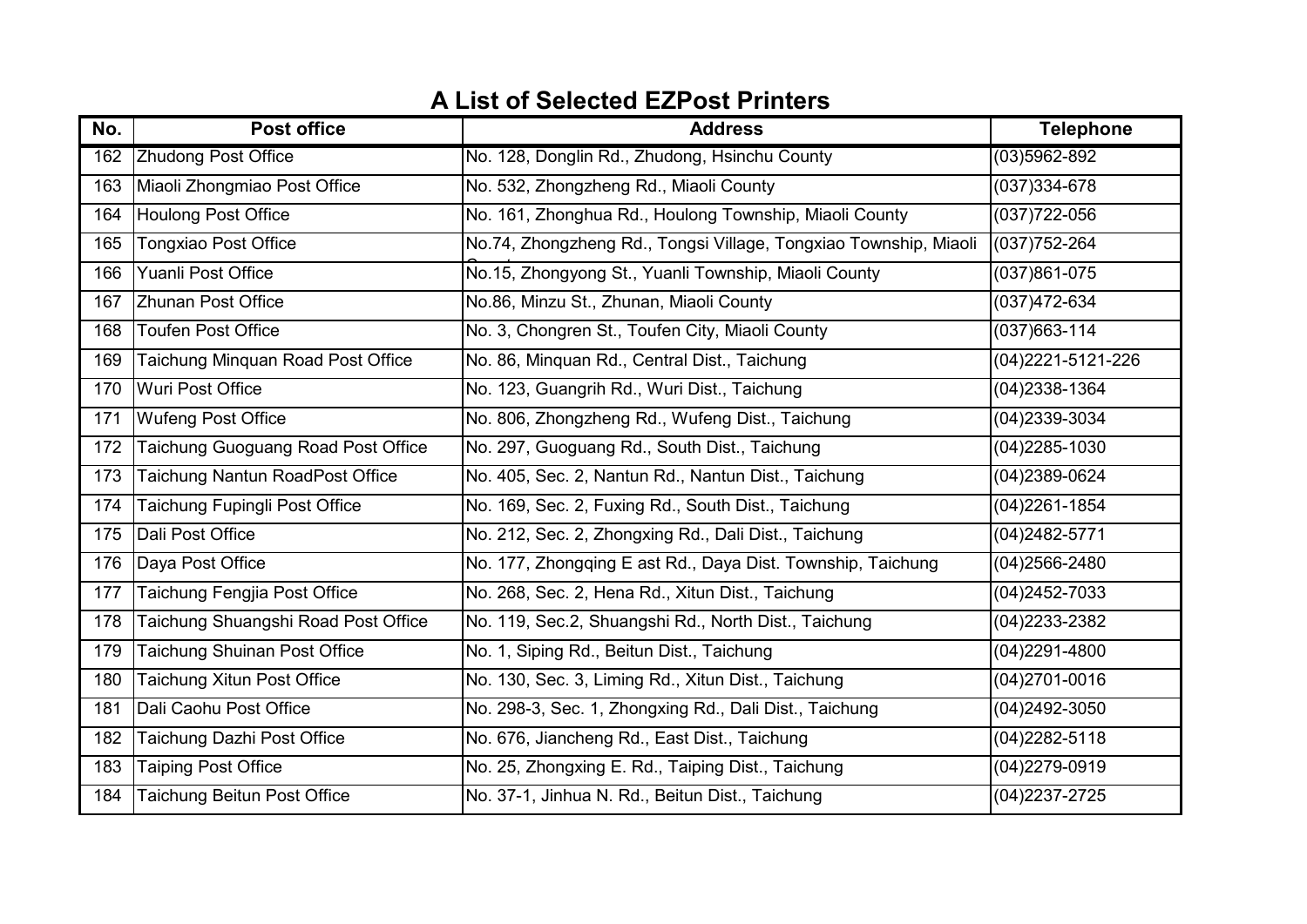# A List of Selected EZPost Printers

| No. | Post office | Address | Telephone |
|---|---|---|---|
| 162 | Zhudong Post Office | No. 128, Donglin Rd., Zhudong, Hsinchu County | (03)5962-892 |
| 163 | Miaoli Zhongmiao Post Office | No. 532, Zhongzheng Rd., Miaoli County | (037)334-678 |
| 164 | Houlong Post Office | No. 161, Zhonghua Rd., Houlong Township, Miaoli County | (037)722-056 |
| 165 | Tongxiao Post Office | No.74, Zhongzheng Rd., Tongsi Village, Tongxiao Township, Miaoli County | (037)752-264 |
| 166 | Yuanli Post Office | No.15, Zhongyong St., Yuanli Township, Miaoli County | (037)861-075 |
| 167 | Zhunan Post Office | No.86, Minzu St., Zhunan, Miaoli County | (037)472-634 |
| 168 | Toufen Post Office | No. 3, Chongren St., Toufen City, Miaoli County | (037)663-114 |
| 169 | Taichung Minquan Road Post Office | No. 86, Minquan Rd., Central Dist., Taichung | (04)2221-5121-226 |
| 170 | Wuri Post Office | No. 123, Guangrih Rd., Wuri Dist., Taichung | (04)2338-1364 |
| 171 | Wufeng Post Office | No. 806, Zhongzheng Rd., Wufeng Dist., Taichung | (04)2339-3034 |
| 172 | Taichung Guoguang Road Post Office | No. 297, Guoguang Rd., South Dist., Taichung | (04)2285-1030 |
| 173 | Taichung Nantun RoadPost Office | No. 405, Sec. 2, Nantun Rd., Nantun Dist., Taichung | (04)2389-0624 |
| 174 | Taichung Fupingli Post Office | No. 169, Sec. 2, Fuxing Rd., South Dist., Taichung | (04)2261-1854 |
| 175 | Dali Post Office | No. 212, Sec. 2, Zhongxing Rd., Dali Dist., Taichung | (04)2482-5771 |
| 176 | Daya Post Office | No. 177, Zhongqing E ast Rd., Daya Dist. Township, Taichung | (04)2566-2480 |
| 177 | Taichung Fengjia Post Office | No. 268, Sec. 2, Hena Rd., Xitun Dist., Taichung | (04)2452-7033 |
| 178 | Taichung Shuangshi Road Post Office | No. 119, Sec.2, Shuangshi Rd., North Dist., Taichung | (04)2233-2382 |
| 179 | Taichung Shuinan Post Office | No. 1, Siping Rd., Beitun Dist., Taichung | (04)2291-4800 |
| 180 | Taichung Xitun Post Office | No. 130, Sec. 3, Liming Rd., Xitun Dist., Taichung | (04)2701-0016 |
| 181 | Dali Caohu Post Office | No. 298-3, Sec. 1, Zhongxing Rd., Dali Dist., Taichung | (04)2492-3050 |
| 182 | Taichung Dazhi Post Office | No. 676, Jiancheng Rd., East Dist., Taichung | (04)2282-5118 |
| 183 | Taiping Post Office | No. 25, Zhongxing E. Rd., Taiping Dist., Taichung | (04)2279-0919 |
| 184 | Taichung Beitun Post Office | No. 37-1, Jinhua N. Rd., Beitun Dist., Taichung | (04)2237-2725 |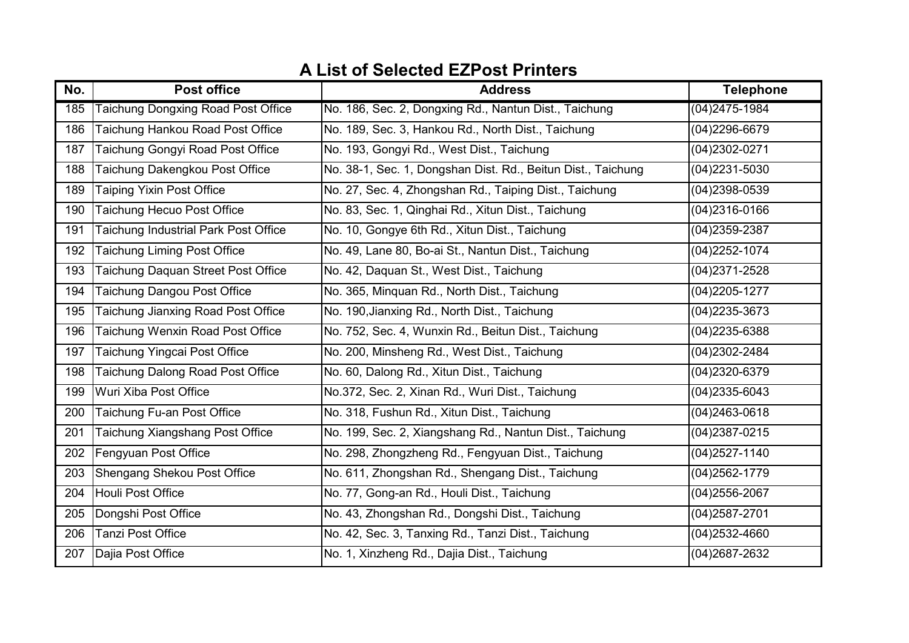## A List of Selected EZPost Printers

| No. | Post office | Address | Telephone |
|---|---|---|---|
| 185 | Taichung Dongxing Road Post Office | No. 186, Sec. 2, Dongxing Rd., Nantun Dist., Taichung | (04)2475-1984 |
| 186 | Taichung Hankou Road Post Office | No. 189, Sec. 3, Hankou Rd., North Dist., Taichung | (04)2296-6679 |
| 187 | Taichung Gongyi Road Post Office | No. 193, Gongyi Rd., West Dist., Taichung | (04)2302-0271 |
| 188 | Taichung Dakengkou Post Office | No. 38-1, Sec. 1, Dongshan Dist. Rd., Beitun Dist., Taichung | (04)2231-5030 |
| 189 | Taiping Yixin Post Office | No. 27, Sec. 4, Zhongshan Rd., Taiping Dist., Taichung | (04)2398-0539 |
| 190 | Taichung Hecuo Post Office | No. 83, Sec. 1, Qinghai Rd., Xitun Dist., Taichung | (04)2316-0166 |
| 191 | Taichung Industrial Park Post Office | No. 10, Gongye 6th Rd., Xitun Dist., Taichung | (04)2359-2387 |
| 192 | Taichung Liming Post Office | No. 49, Lane 80, Bo-ai St., Nantun Dist., Taichung | (04)2252-1074 |
| 193 | Taichung Daquan Street Post Office | No. 42, Daquan St., West Dist., Taichung | (04)2371-2528 |
| 194 | Taichung Dangou Post Office | No. 365, Minquan Rd., North Dist., Taichung | (04)2205-1277 |
| 195 | Taichung Jianxing Road Post Office | No. 190,Jianxing Rd., North Dist., Taichung | (04)2235-3673 |
| 196 | Taichung Wenxin Road Post Office | No. 752, Sec. 4, Wunxin Rd., Beitun Dist., Taichung | (04)2235-6388 |
| 197 | Taichung Yingcai Post Office | No. 200, Minsheng Rd., West Dist., Taichung | (04)2302-2484 |
| 198 | Taichung Dalong Road Post Office | No. 60, Dalong Rd., Xitun Dist., Taichung | (04)2320-6379 |
| 199 | Wuri Xiba Post Office | No.372, Sec. 2, Xinan Rd., Wuri Dist., Taichung | (04)2335-6043 |
| 200 | Taichung Fu-an Post Office | No. 318, Fushun Rd., Xitun Dist., Taichung | (04)2463-0618 |
| 201 | Taichung Xiangshang Post Office | No. 199, Sec. 2, Xiangshang Rd., Nantun Dist., Taichung | (04)2387-0215 |
| 202 | Fengyuan Post Office | No. 298, Zhongzheng Rd., Fengyuan Dist., Taichung | (04)2527-1140 |
| 203 | Shengang Shekou Post Office | No. 611, Zhongshan Rd., Shengang Dist., Taichung | (04)2562-1779 |
| 204 | Houli Post Office | No. 77, Gong-an Rd., Houli Dist., Taichung | (04)2556-2067 |
| 205 | Dongshi Post Office | No. 43, Zhongshan Rd., Dongshi Dist., Taichung | (04)2587-2701 |
| 206 | Tanzi Post Office | No. 42, Sec. 3, Tanxing Rd., Tanzi Dist., Taichung | (04)2532-4660 |
| 207 | Dajia Post Office | No. 1, Xinzheng Rd., Dajia Dist., Taichung | (04)2687-2632 |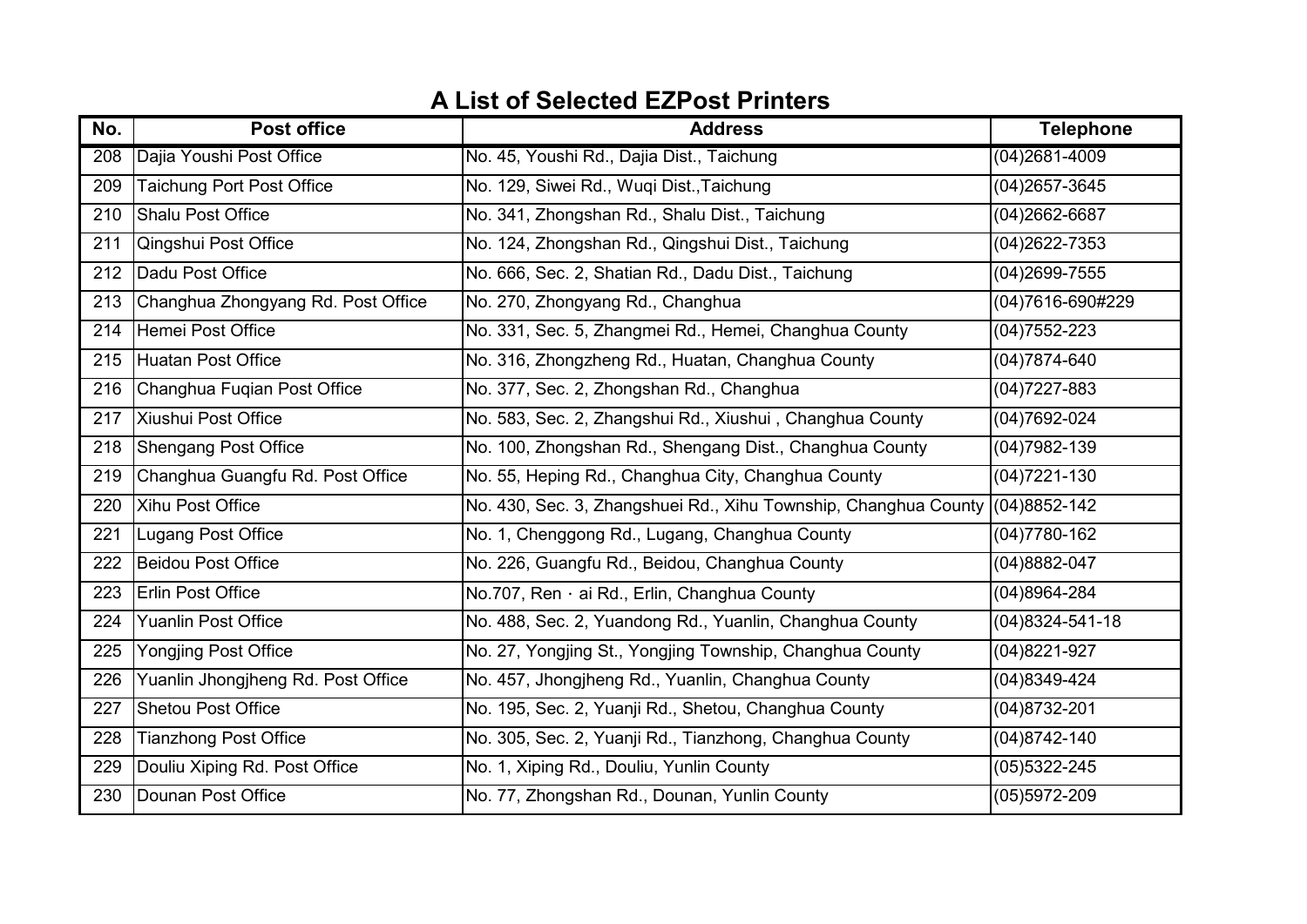# A List of Selected EZPost Printers

| No. | Post office | Address | Telephone |
|---|---|---|---|
| 208 | Dajia Youshi Post Office | No. 45, Youshi Rd., Dajia Dist., Taichung | (04)2681-4009 |
| 209 | Taichung Port Post Office | No. 129, Siwei Rd., Wuqi Dist.,Taichung | (04)2657-3645 |
| 210 | Shalu Post Office | No. 341, Zhongshan Rd., Shalu Dist., Taichung | (04)2662-6687 |
| 211 | Qingshui Post Office | No. 124, Zhongshan Rd., Qingshui Dist., Taichung | (04)2622-7353 |
| 212 | Dadu Post Office | No. 666, Sec. 2, Shatian Rd., Dadu Dist., Taichung | (04)2699-7555 |
| 213 | Changhua Zhongyang Rd. Post Office | No. 270, Zhongyang Rd., Changhua | (04)7616-690#229 |
| 214 | Hemei Post Office | No. 331, Sec. 5, Zhangmei Rd., Hemei, Changhua County | (04)7552-223 |
| 215 | Huatan Post Office | No. 316, Zhongzheng Rd., Huatan, Changhua County | (04)7874-640 |
| 216 | Changhua Fuqian Post Office | No. 377, Sec. 2, Zhongshan Rd., Changhua | (04)7227-883 |
| 217 | Xiushui Post Office | No. 583, Sec. 2, Zhangshui Rd., Xiushui , Changhua County | (04)7692-024 |
| 218 | Shengang Post Office | No. 100, Zhongshan Rd., Shengang Dist., Changhua County | (04)7982-139 |
| 219 | Changhua Guangfu Rd. Post Office | No. 55, Heping Rd., Changhua City, Changhua County | (04)7221-130 |
| 220 | Xihu Post Office | No. 430, Sec. 3, Zhangshuei Rd., Xihu Township, Changhua County | (04)8852-142 |
| 221 | Lugang Post Office | No. 1, Chenggong Rd., Lugang, Changhua County | (04)7780-162 |
| 222 | Beidou Post Office | No. 226, Guangfu Rd., Beidou, Changhua County | (04)8882-047 |
| 223 | Erlin Post Office | No.707, Ren · ai Rd., Erlin, Changhua County | (04)8964-284 |
| 224 | Yuanlin Post Office | No. 488, Sec. 2, Yuandong Rd., Yuanlin, Changhua County | (04)8324-541-18 |
| 225 | Yongjing Post Office | No. 27, Yongjing St., Yongjing Township, Changhua County | (04)8221-927 |
| 226 | Yuanlin Jhongjheng Rd. Post Office | No. 457, Jhongjheng Rd., Yuanlin, Changhua County | (04)8349-424 |
| 227 | Shetou Post Office | No. 195, Sec. 2, Yuanji Rd., Shetou, Changhua County | (04)8732-201 |
| 228 | Tianzhong Post Office | No. 305, Sec. 2, Yuanji Rd., Tianzhong, Changhua County | (04)8742-140 |
| 229 | Douliu Xiping Rd. Post Office | No. 1, Xiping Rd., Douliu, Yunlin County | (05)5322-245 |
| 230 | Dounan Post Office | No. 77, Zhongshan Rd., Dounan, Yunlin County | (05)5972-209 |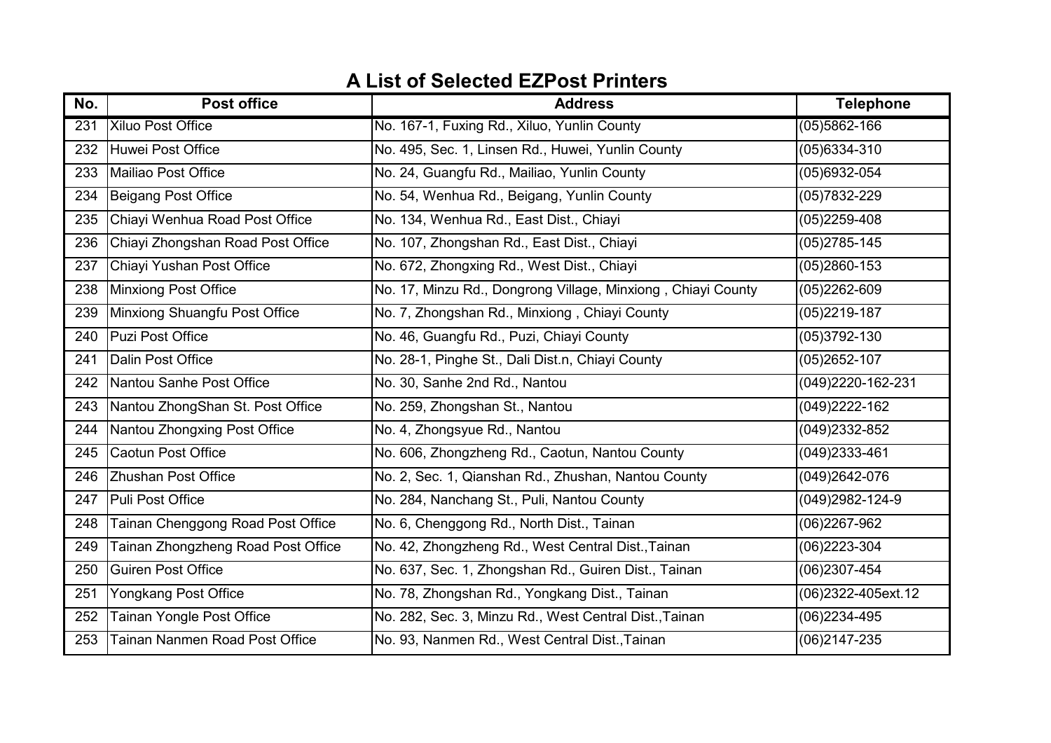# A List of Selected EZPost Printers

| No. | Post office | Address | Telephone |
|---|---|---|---|
| 231 | Xiluo Post Office | No. 167-1, Fuxing Rd., Xiluo, Yunlin County | (05)5862-166 |
| 232 | Huwei Post Office | No. 495, Sec. 1, Linsen Rd., Huwei, Yunlin County | (05)6334-310 |
| 233 | Mailiao Post Office | No. 24, Guangfu Rd., Mailiao, Yunlin County | (05)6932-054 |
| 234 | Beigang Post Office | No. 54, Wenhua Rd., Beigang, Yunlin County | (05)7832-229 |
| 235 | Chiayi Wenhua Road Post Office | No. 134, Wenhua Rd., East Dist., Chiayi | (05)2259-408 |
| 236 | Chiayi Zhongshan Road Post Office | No. 107, Zhongshan Rd., East Dist., Chiayi | (05)2785-145 |
| 237 | Chiayi Yushan Post Office | No. 672, Zhongxing Rd., West Dist., Chiayi | (05)2860-153 |
| 238 | Minxiong Post Office | No. 17, Minzu Rd., Dongrong Village, Minxiong , Chiayi County | (05)2262-609 |
| 239 | Minxiong Shuangfu Post Office | No. 7, Zhongshan Rd., Minxiong , Chiayi County | (05)2219-187 |
| 240 | Puzi Post Office | No. 46, Guangfu Rd., Puzi, Chiayi County | (05)3792-130 |
| 241 | Dalin Post Office | No. 28-1, Pinghe St., Dali Dist.n, Chiayi County | (05)2652-107 |
| 242 | Nantou Sanhe Post Office | No. 30, Sanhe 2nd Rd., Nantou | (049)2220-162-231 |
| 243 | Nantou ZhongShan St. Post Office | No. 259, Zhongshan St., Nantou | (049)2222-162 |
| 244 | Nantou Zhongxing Post Office | No. 4, Zhongsyue Rd., Nantou | (049)2332-852 |
| 245 | Caotun Post Office | No. 606, Zhongzheng Rd., Caotun, Nantou County | (049)2333-461 |
| 246 | Zhushan Post Office | No. 2, Sec. 1, Qianshan Rd., Zhushan, Nantou County | (049)2642-076 |
| 247 | Puli Post Office | No. 284, Nanchang St., Puli, Nantou County | (049)2982-124-9 |
| 248 | Tainan Chenggong Road Post Office | No. 6, Chenggong Rd., North Dist., Tainan | (06)2267-962 |
| 249 | Tainan Zhongzheng Road Post Office | No. 42, Zhongzheng Rd., West Central Dist.,Tainan | (06)2223-304 |
| 250 | Guiren Post Office | No. 637, Sec. 1, Zhongshan Rd., Guiren Dist., Tainan | (06)2307-454 |
| 251 | Yongkang Post Office | No. 78, Zhongshan Rd., Yongkang Dist., Tainan | (06)2322-405ext.12 |
| 252 | Tainan Yongle Post Office | No. 282, Sec. 3, Minzu Rd., West Central Dist.,Tainan | (06)2234-495 |
| 253 | Tainan Nanmen Road Post Office | No. 93, Nanmen Rd., West Central Dist.,Tainan | (06)2147-235 |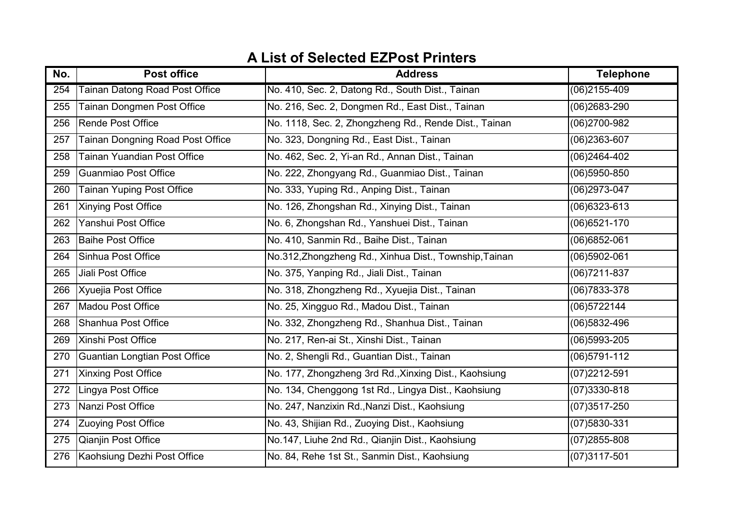# A List of Selected EZPost Printers

| No. | Post office | Address | Telephone |
|---|---|---|---|
| 254 | Tainan Datong Road Post Office | No. 410, Sec. 2, Datong Rd., South Dist., Tainan | (06)2155-409 |
| 255 | Tainan Dongmen Post Office | No. 216, Sec. 2, Dongmen Rd., East Dist., Tainan | (06)2683-290 |
| 256 | Rende Post Office | No. 1118, Sec. 2, Zhongzheng Rd., Rende Dist., Tainan | (06)2700-982 |
| 257 | Tainan Dongning Road Post Office | No. 323, Dongning Rd., East Dist., Tainan | (06)2363-607 |
| 258 | Tainan Yuandian Post Office | No. 462, Sec. 2, Yi-an Rd., Annan Dist., Tainan | (06)2464-402 |
| 259 | Guanmiao Post Office | No. 222, Zhongyang Rd., Guanmiao Dist., Tainan | (06)5950-850 |
| 260 | Tainan Yuping Post Office | No. 333, Yuping Rd., Anping Dist., Tainan | (06)2973-047 |
| 261 | Xinying Post Office | No. 126, Zhongshan Rd., Xinying Dist., Tainan | (06)6323-613 |
| 262 | Yanshui Post Office | No. 6, Zhongshan Rd., Yanshuei Dist., Tainan | (06)6521-170 |
| 263 | Baihe Post Office | No. 410, Sanmin Rd., Baihe Dist., Tainan | (06)6852-061 |
| 264 | Sinhua Post Office | No.312,Zhongzheng Rd., Xinhua Dist., Township,Tainan | (06)5902-061 |
| 265 | Jiali Post Office | No. 375, Yanping Rd., Jiali Dist., Tainan | (06)7211-837 |
| 266 | Xyuejia Post Office | No. 318, Zhongzheng Rd., Xyuejia Dist., Tainan | (06)7833-378 |
| 267 | Madou Post Office | No. 25, Xingguo Rd., Madou Dist., Tainan | (06)5722144 |
| 268 | Shanhua Post Office | No. 332, Zhongzheng Rd., Shanhua Dist., Tainan | (06)5832-496 |
| 269 | Xinshi Post Office | No. 217, Ren-ai St., Xinshi Dist., Tainan | (06)5993-205 |
| 270 | Guantian Longtian Post Office | No. 2, Shengli Rd., Guantian Dist., Tainan | (06)5791-112 |
| 271 | Xinxing Post Office | No. 177, Zhongzheng 3rd Rd.,Xinxing Dist., Kaohsiung | (07)2212-591 |
| 272 | Lingya Post Office | No. 134, Chenggong 1st Rd., Lingya Dist., Kaohsiung | (07)3330-818 |
| 273 | Nanzi Post Office | No. 247, Nanzixin Rd.,Nanzi Dist., Kaohsiung | (07)3517-250 |
| 274 | Zuoying Post Office | No. 43, Shijian Rd., Zuoying Dist., Kaohsiung | (07)5830-331 |
| 275 | Qianjin Post Office | No.147, Liuhe 2nd Rd., Qianjin Dist., Kaohsiung | (07)2855-808 |
| 276 | Kaohsiung Dezhi Post Office | No. 84, Rehe 1st St., Sanmin Dist., Kaohsiung | (07)3117-501 |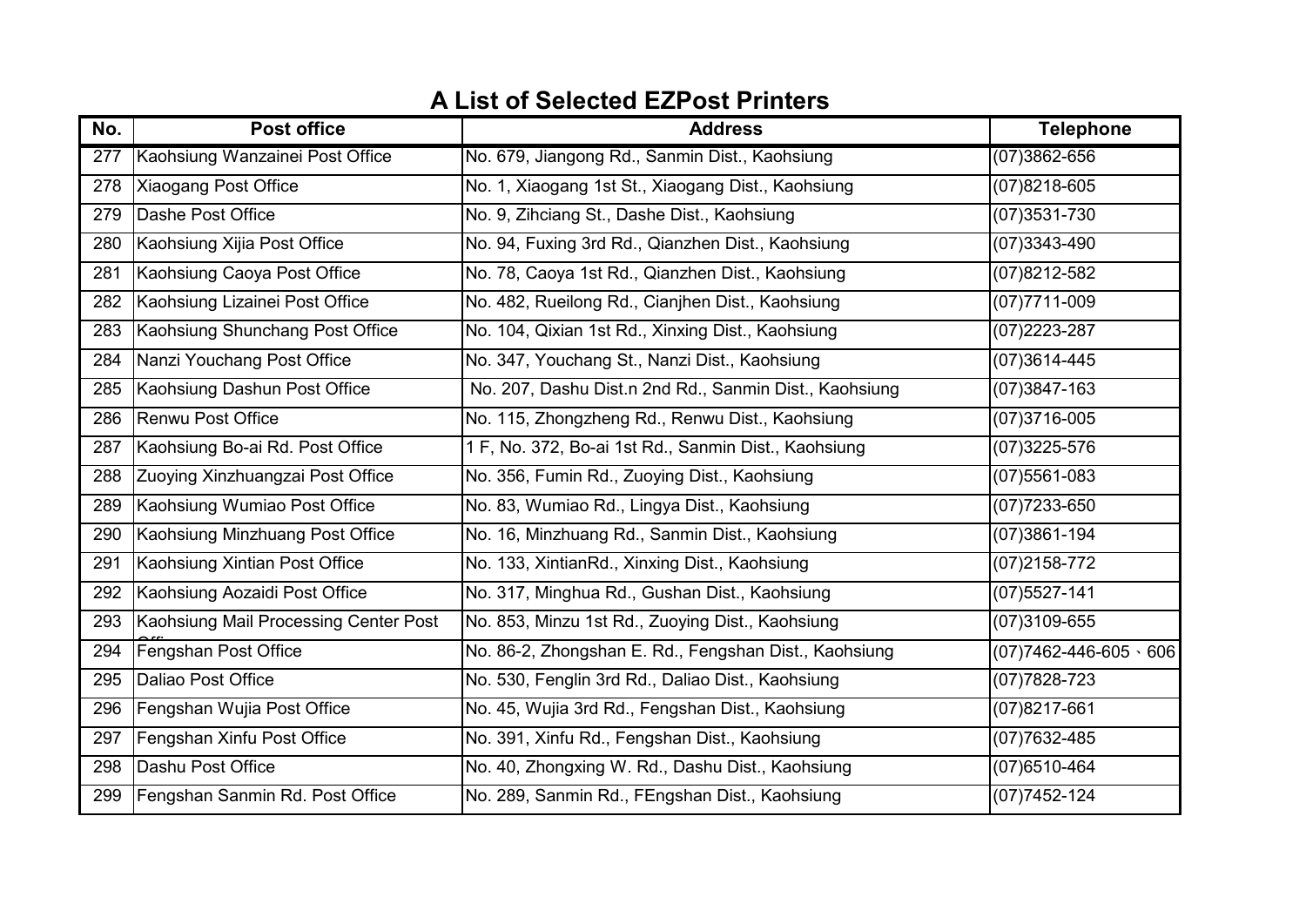# A List of Selected EZPost Printers

| No. | Post office | Address | Telephone |
|---|---|---|---|
| 277 | Kaohsiung Wanzainei Post Office | No. 679, Jiangong Rd., Sanmin Dist., Kaohsiung | (07)3862-656 |
| 278 | Xiaogang Post Office | No. 1, Xiaogang 1st St., Xiaogang Dist., Kaohsiung | (07)8218-605 |
| 279 | Dashe Post Office | No. 9, Zihciang St., Dashe Dist., Kaohsiung | (07)3531-730 |
| 280 | Kaohsiung Xijia Post Office | No. 94, Fuxing 3rd Rd., Qianzhen Dist., Kaohsiung | (07)3343-490 |
| 281 | Kaohsiung Caoya Post Office | No. 78, Caoya 1st Rd., Qianzhen Dist., Kaohsiung | (07)8212-582 |
| 282 | Kaohsiung Lizainei Post Office | No. 482, Rueilong Rd., Cianjhen Dist., Kaohsiung | (07)7711-009 |
| 283 | Kaohsiung Shunchang Post Office | No. 104, Qixian 1st Rd., Xinxing Dist., Kaohsiung | (07)2223-287 |
| 284 | Nanzi Youchang Post Office | No. 347, Youchang St., Nanzi Dist., Kaohsiung | (07)3614-445 |
| 285 | Kaohsiung Dashun Post Office | No. 207, Dashu Dist.n 2nd Rd., Sanmin Dist., Kaohsiung | (07)3847-163 |
| 286 | Renwu Post Office | No. 115, Zhongzheng Rd., Renwu Dist., Kaohsiung | (07)3716-005 |
| 287 | Kaohsiung Bo-ai Rd. Post Office | 1 F, No. 372, Bo-ai 1st Rd., Sanmin Dist., Kaohsiung | (07)3225-576 |
| 288 | Zuoying Xinzhuangzai Post Office | No. 356, Fumin Rd., Zuoying Dist., Kaohsiung | (07)5561-083 |
| 289 | Kaohsiung Wumiao Post Office | No. 83, Wumiao Rd., Lingya Dist., Kaohsiung | (07)7233-650 |
| 290 | Kaohsiung Minzhuang Post Office | No. 16, Minzhuang Rd., Sanmin Dist., Kaohsiung | (07)3861-194 |
| 291 | Kaohsiung Xintian Post Office | No. 133, XintianRd., Xinxing Dist., Kaohsiung | (07)2158-772 |
| 292 | Kaohsiung Aozaidi Post Office | No. 317, Minghua Rd., Gushan Dist., Kaohsiung | (07)5527-141 |
| 293 | Kaohsiung Mail Processing Center Post Office | No. 853, Minzu 1st Rd., Zuoying Dist., Kaohsiung | (07)3109-655 |
| 294 | Fengshan Post Office | No. 86-2, Zhongshan E. Rd., Fengshan Dist., Kaohsiung | (07)7462-446-605、606 |
| 295 | Daliao Post Office | No. 530, Fenglin 3rd Rd., Daliao Dist., Kaohsiung | (07)7828-723 |
| 296 | Fengshan Wujia Post Office | No. 45, Wujia 3rd Rd., Fengshan Dist., Kaohsiung | (07)8217-661 |
| 297 | Fengshan Xinfu Post Office | No. 391, Xinfu Rd., Fengshan Dist., Kaohsiung | (07)7632-485 |
| 298 | Dashu Post Office | No. 40, Zhongxing W. Rd., Dashu Dist., Kaohsiung | (07)6510-464 |
| 299 | Fengshan Sanmin Rd. Post Office | No. 289, Sanmin Rd., FEngshan Dist., Kaohsiung | (07)7452-124 |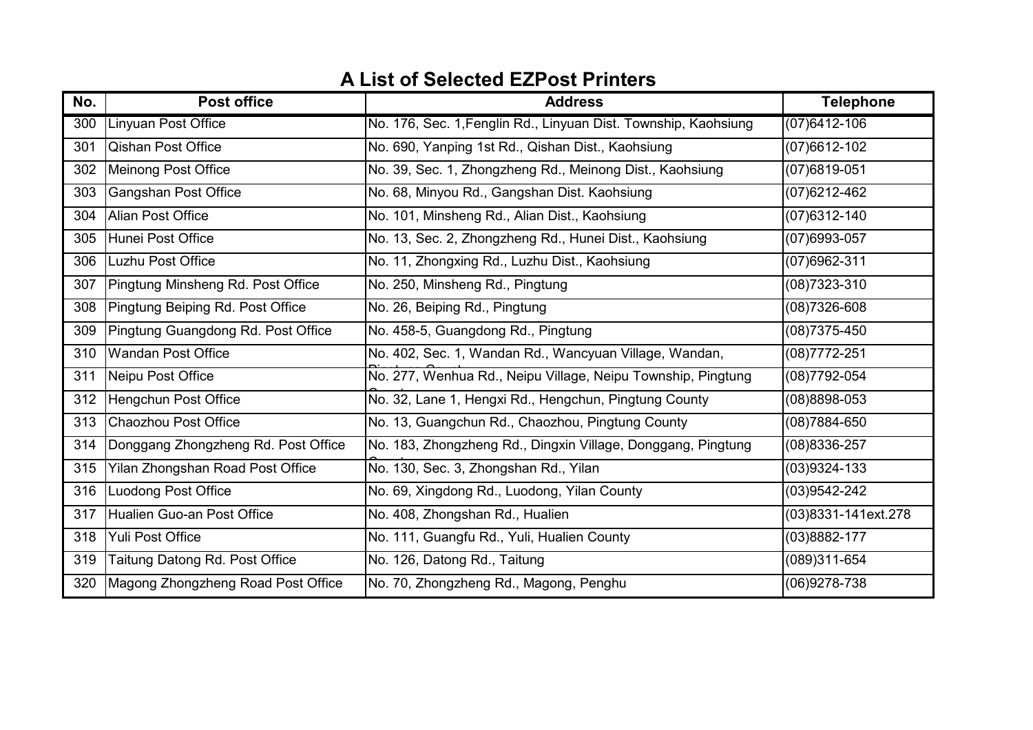# A List of Selected EZPost Printers

| No. | Post office | Address | Telephone |
|---|---|---|---|
| 300 | Linyuan Post Office | No. 176, Sec. 1,Fenglin Rd., Linyuan Dist. Township, Kaohsiung | (07)6412-106 |
| 301 | Qishan Post Office | No. 690, Yanping 1st Rd., Qishan Dist., Kaohsiung | (07)6612-102 |
| 302 | Meinong Post Office | No. 39, Sec. 1, Zhongzheng Rd., Meinong Dist., Kaohsiung | (07)6819-051 |
| 303 | Gangshan Post Office | No. 68, Minyou Rd., Gangshan Dist. Kaohsiung | (07)6212-462 |
| 304 | Alian Post Office | No. 101, Minsheng Rd., Alian Dist., Kaohsiung | (07)6312-140 |
| 305 | Hunei Post Office | No. 13, Sec. 2, Zhongzheng Rd., Hunei Dist., Kaohsiung | (07)6993-057 |
| 306 | Luzhu Post Office | No. 11, Zhongxing Rd., Luzhu Dist., Kaohsiung | (07)6962-311 |
| 307 | Pingtung Minsheng Rd. Post Office | No. 250, Minsheng Rd., Pingtung | (08)7323-310 |
| 308 | Pingtung Beiping Rd. Post Office | No. 26, Beiping Rd., Pingtung | (08)7326-608 |
| 309 | Pingtung Guangdong Rd. Post Office | No. 458-5, Guangdong Rd., Pingtung | (08)7375-450 |
| 310 | Wandan Post Office | No. 402, Sec. 1, Wandan Rd., Wancyuan Village, Wandan, Pingtung County | (08)7772-251 |
| 311 | Neipu Post Office | No. 277, Wenhua Rd., Neipu Village, Neipu Township, Pingtung County | (08)7792-054 |
| 312 | Hengchun Post Office | No. 32, Lane 1, Hengxi Rd., Hengchun, Pingtung County | (08)8898-053 |
| 313 | Chaozhou Post Office | No. 13, Guangchun Rd., Chaozhou, Pingtung County | (08)7884-650 |
| 314 | Donggang Zhongzheng Rd. Post Office | No. 183, Zhongzheng Rd., Dingxin Village, Donggang, Pingtung County | (08)8336-257 |
| 315 | Yilan Zhongshan Road Post Office | No. 130, Sec. 3, Zhongshan Rd., Yilan | (03)9324-133 |
| 316 | Luodong Post Office | No. 69, Xingdong Rd., Luodong, Yilan County | (03)9542-242 |
| 317 | Hualien Guo-an Post Office | No. 408, Zhongshan Rd., Hualien | (03)8331-141ext.278 |
| 318 | Yuli Post Office | No. 111, Guangfu Rd., Yuli, Hualien County | (03)8882-177 |
| 319 | Taitung Datong Rd. Post Office | No. 126, Datong Rd., Taitung | (089)311-654 |
| 320 | Magong Zhongzheng Road Post Office | No. 70, Zhongzheng Rd., Magong, Penghu | (06)9278-738 |